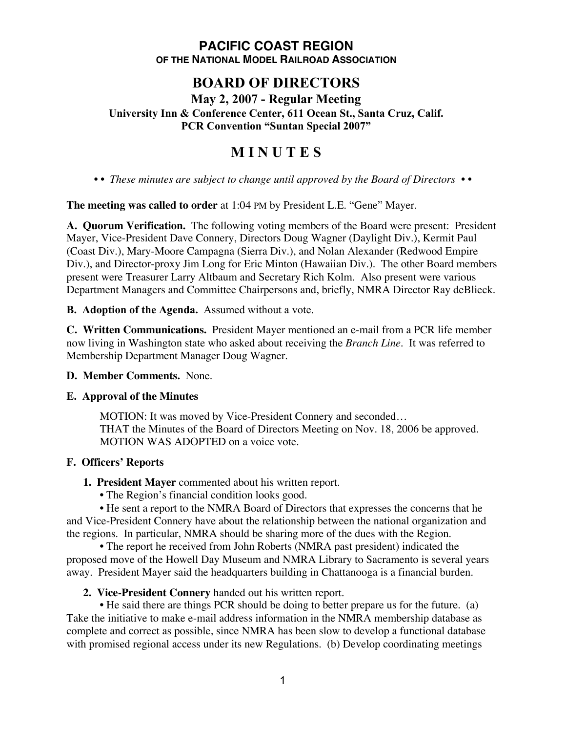# PACIFIC COAST REGION

**OF THE NATIONAL MODEL RAILROAD ASSOCIATION**

## BOARD OF DIRECTORS

### May 2, 2007 - Regular Meeting

**University Inn & Conference Center, 611 Ocean St., Santa Cruz, Calif.**
**PCR Convention "Suntan Special 2007"**

## M I N U T E S

• • *These minutes are subject to change until approved by the Board of Directors* • •

**The meeting was called to order** at 1:04 PM by President L.E. "Gene" Mayer.

**A. Quorum Verification.** The following voting members of the Board were present: President Mayer, Vice-President Dave Connery, Directors Doug Wagner (Daylight Div.), Kermit Paul (Coast Div.), Mary-Moore Campagna (Sierra Div.), and Nolan Alexander (Redwood Empire Div.), and Director-proxy Jim Long for Eric Minton (Hawaiian Div.). The other Board members present were Treasurer Larry Altbaum and Secretary Rich Kolm. Also present were various Department Managers and Committee Chairpersons and, briefly, NMRA Director Ray deBlieck.

**B. Adoption of the Agenda.** Assumed without a vote.

**C. Written Communications.** President Mayer mentioned an e-mail from a PCR life member now living in Washington state who asked about receiving the *Branch Line*. It was referred to Membership Department Manager Doug Wagner.

**D. Member Comments.** None.

**E. Approval of the Minutes**

> MOTION: It was moved by Vice-President Connery and seconded…
> THAT the Minutes of the Board of Directors Meeting on Nov. 18, 2006 be approved.
> MOTION WAS ADOPTED on a voice vote.

**F. Officers' Reports**

**1. President Mayer** commented about his written report.

• The Region's financial condition looks good.

• He sent a report to the NMRA Board of Directors that expresses the concerns that he and Vice-President Connery have about the relationship between the national organization and the regions. In particular, NMRA should be sharing more of the dues with the Region.

• The report he received from John Roberts (NMRA past president) indicated the proposed move of the Howell Day Museum and NMRA Library to Sacramento is several years away. President Mayer said the headquarters building in Chattanooga is a financial burden.

**2. Vice-President Connery** handed out his written report.

• He said there are things PCR should be doing to better prepare us for the future. (a) Take the initiative to make e-mail address information in the NMRA membership database as complete and correct as possible, since NMRA has been slow to develop a functional database with promised regional access under its new Regulations. (b) Develop coordinating meetings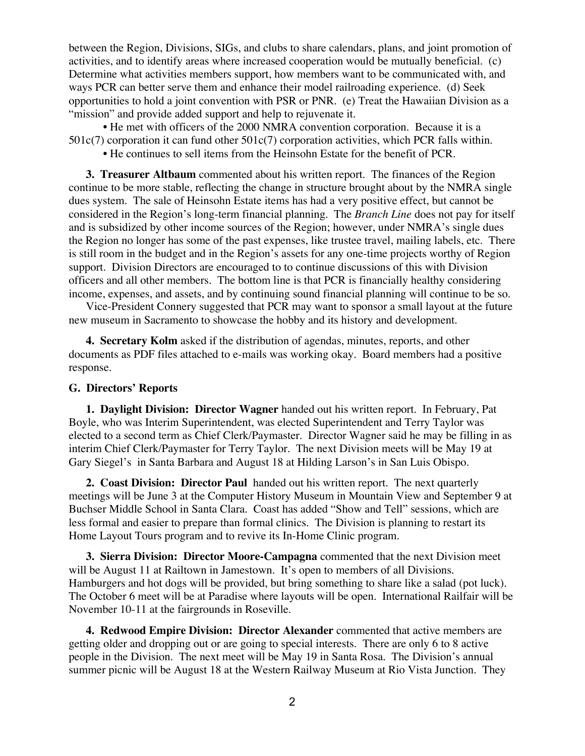between the Region, Divisions, SIGs, and clubs to share calendars, plans, and joint promotion of activities, and to identify areas where increased cooperation would be mutually beneficial. (c) Determine what activities members support, how members want to be communicated with, and ways PCR can better serve them and enhance their model railroading experience. (d) Seek opportunities to hold a joint convention with PSR or PNR. (e) Treat the Hawaiian Division as a "mission" and provide added support and help to rejuvenate it.

- He met with officers of the 2000 NMRA convention corporation. Because it is a 501c(7) corporation it can fund other 501c(7) corporation activities, which PCR falls within.
- He continues to sell items from the Heinsohn Estate for the benefit of PCR.

**3. Treasurer Altbaum** commented about his written report. The finances of the Region continue to be more stable, reflecting the change in structure brought about by the NMRA single dues system. The sale of Heinsohn Estate items has had a very positive effect, but cannot be considered in the Region's long-term financial planning. The *Branch Line* does not pay for itself and is subsidized by other income sources of the Region; however, under NMRA's single dues the Region no longer has some of the past expenses, like trustee travel, mailing labels, etc. There is still room in the budget and in the Region's assets for any one-time projects worthy of Region support. Division Directors are encouraged to to continue discussions of this with Division officers and all other members. The bottom line is that PCR is financially healthy considering income, expenses, and assets, and by continuing sound financial planning will continue to be so.

Vice-President Connery suggested that PCR may want to sponsor a small layout at the future new museum in Sacramento to showcase the hobby and its history and development.

**4. Secretary Kolm** asked if the distribution of agendas, minutes, reports, and other documents as PDF files attached to e-mails was working okay. Board members had a positive response.

**G. Directors' Reports**

**1. Daylight Division: Director Wagner** handed out his written report. In February, Pat Boyle, who was Interim Superintendent, was elected Superintendent and Terry Taylor was elected to a second term as Chief Clerk/Paymaster. Director Wagner said he may be filling in as interim Chief Clerk/Paymaster for Terry Taylor. The next Division meets will be May 19 at Gary Siegel's in Santa Barbara and August 18 at Hilding Larson's in San Luis Obispo.

**2. Coast Division: Director Paul** handed out his written report. The next quarterly meetings will be June 3 at the Computer History Museum in Mountain View and September 9 at Buchser Middle School in Santa Clara. Coast has added "Show and Tell" sessions, which are less formal and easier to prepare than formal clinics. The Division is planning to restart its Home Layout Tours program and to revive its In-Home Clinic program.

**3. Sierra Division: Director Moore-Campagna** commented that the next Division meet will be August 11 at Railtown in Jamestown. It's open to members of all Divisions. Hamburgers and hot dogs will be provided, but bring something to share like a salad (pot luck). The October 6 meet will be at Paradise where layouts will be open. International Railfair will be November 10-11 at the fairgrounds in Roseville.

**4. Redwood Empire Division: Director Alexander** commented that active members are getting older and dropping out or are going to special interests. There are only 6 to 8 active people in the Division. The next meet will be May 19 in Santa Rosa. The Division's annual summer picnic will be August 18 at the Western Railway Museum at Rio Vista Junction. They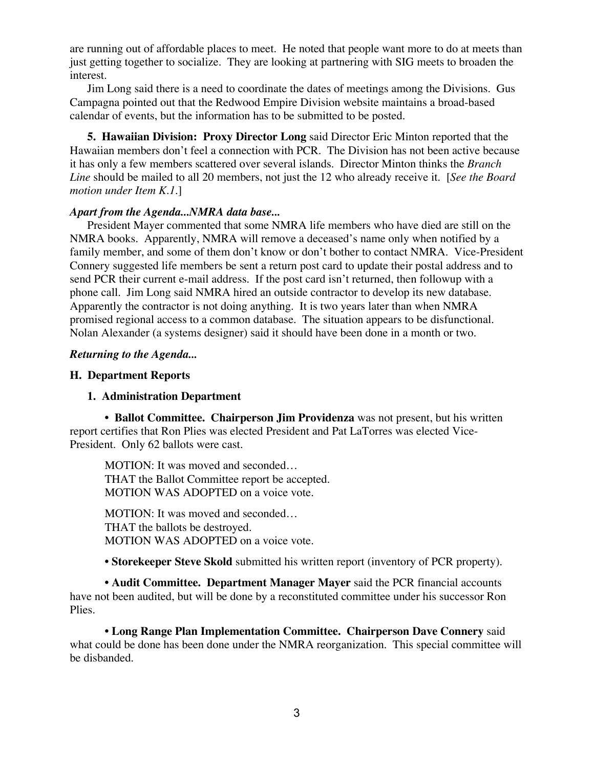are running out of affordable places to meet. He noted that people want more to do at meets than just getting together to socialize. They are looking at partnering with SIG meets to broaden the interest.

Jim Long said there is a need to coordinate the dates of meetings among the Divisions. Gus Campagna pointed out that the Redwood Empire Division website maintains a broad-based calendar of events, but the information has to be submitted to be posted.

**5. Hawaiian Division: Proxy Director Long** said Director Eric Minton reported that the Hawaiian members don't feel a connection with PCR. The Division has not been active because it has only a few members scattered over several islands. Director Minton thinks the *Branch Line* should be mailed to all 20 members, not just the 12 who already receive it. [*See the Board motion under Item K.1.*]

***Apart from the Agenda...NMRA data base...***

President Mayer commented that some NMRA life members who have died are still on the NMRA books. Apparently, NMRA will remove a deceased's name only when notified by a family member, and some of them don't know or don't bother to contact NMRA. Vice-President Connery suggested life members be sent a return post card to update their postal address and to send PCR their current e-mail address. If the post card isn't returned, then followup with a phone call. Jim Long said NMRA hired an outside contractor to develop its new database. Apparently the contractor is not doing anything. It is two years later than when NMRA promised regional access to a common database. The situation appears to be disfunctional. Nolan Alexander (a systems designer) said it should have been done in a month or two.

***Returning to the Agenda...***

**H. Department Reports**

**1. Administration Department**

• **Ballot Committee. Chairperson Jim Providenza** was not present, but his written report certifies that Ron Plies was elected President and Pat LaTorres was elected Vice-President. Only 62 ballots were cast.

> MOTION: It was moved and seconded…
> THAT the Ballot Committee report be accepted.
> MOTION WAS ADOPTED on a voice vote.
>
> MOTION: It was moved and seconded…
> THAT the ballots be destroyed.
> MOTION WAS ADOPTED on a voice vote.

• **Storekeeper Steve Skold** submitted his written report (inventory of PCR property).

• **Audit Committee. Department Manager Mayer** said the PCR financial accounts have not been audited, but will be done by a reconstituted committee under his successor Ron Plies.

• **Long Range Plan Implementation Committee. Chairperson Dave Connery** said what could be done has been done under the NMRA reorganization. This special committee will be disbanded.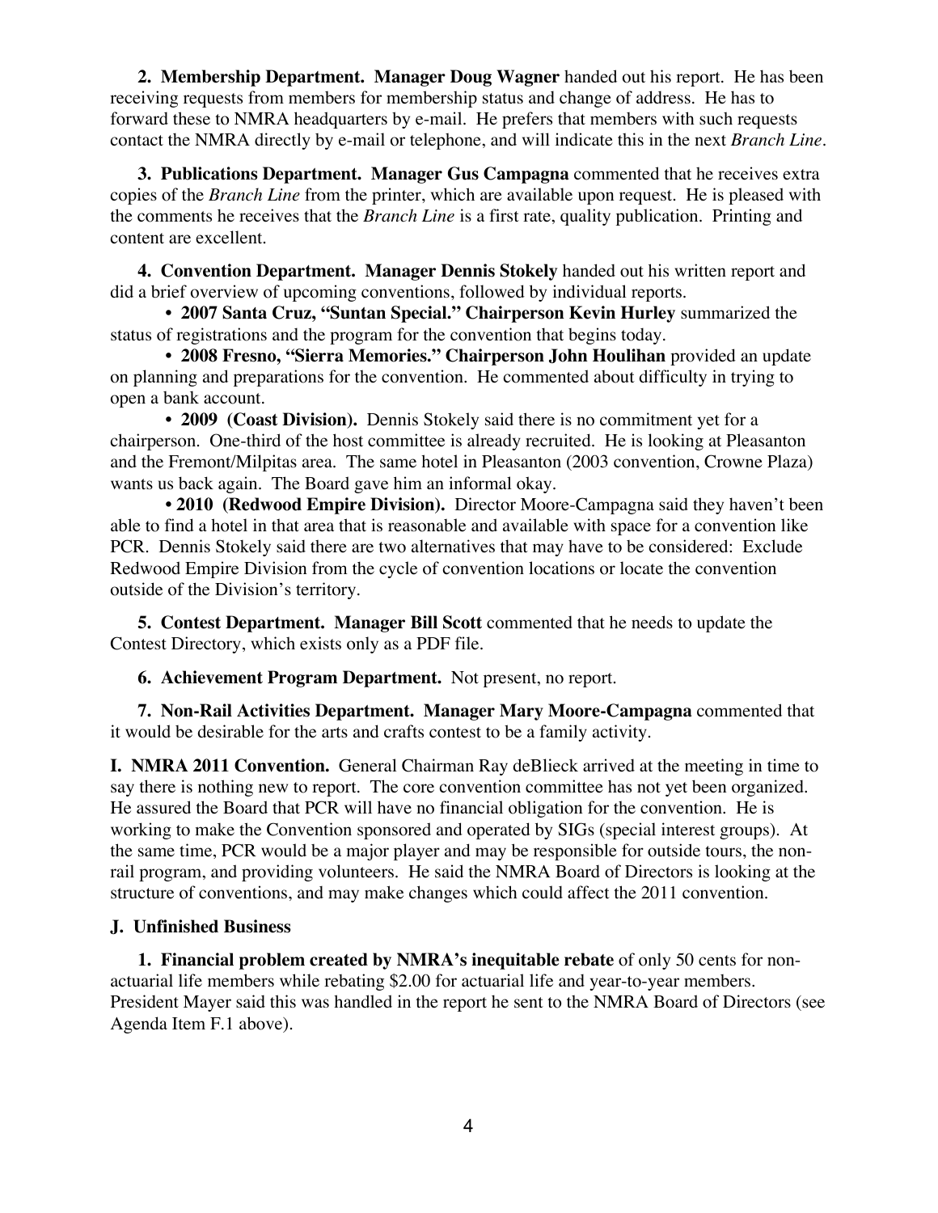**2. Membership Department. Manager Doug Wagner** handed out his report. He has been receiving requests from members for membership status and change of address. He has to forward these to NMRA headquarters by e-mail. He prefers that members with such requests contact the NMRA directly by e-mail or telephone, and will indicate this in the next *Branch Line*.

**3. Publications Department. Manager Gus Campagna** commented that he receives extra copies of the *Branch Line* from the printer, which are available upon request. He is pleased with the comments he receives that the *Branch Line* is a first rate, quality publication. Printing and content are excellent.

**4. Convention Department. Manager Dennis Stokely** handed out his written report and did a brief overview of upcoming conventions, followed by individual reports.

- **2007 Santa Cruz, "Suntan Special." Chairperson Kevin Hurley** summarized the status of registrations and the program for the convention that begins today.
- **2008 Fresno, "Sierra Memories." Chairperson John Houlihan** provided an update on planning and preparations for the convention. He commented about difficulty in trying to open a bank account.
- **2009 (Coast Division).** Dennis Stokely said there is no commitment yet for a chairperson. One-third of the host committee is already recruited. He is looking at Pleasanton and the Fremont/Milpitas area. The same hotel in Pleasanton (2003 convention, Crowne Plaza) wants us back again. The Board gave him an informal okay.
- **2010 (Redwood Empire Division).** Director Moore-Campagna said they haven't been able to find a hotel in that area that is reasonable and available with space for a convention like PCR. Dennis Stokely said there are two alternatives that may have to be considered: Exclude Redwood Empire Division from the cycle of convention locations or locate the convention outside of the Division's territory.

**5. Contest Department. Manager Bill Scott** commented that he needs to update the Contest Directory, which exists only as a PDF file.

**6. Achievement Program Department.** Not present, no report.

**7. Non-Rail Activities Department. Manager Mary Moore-Campagna** commented that it would be desirable for the arts and crafts contest to be a family activity.

**I. NMRA 2011 Convention.** General Chairman Ray deBlieck arrived at the meeting in time to say there is nothing new to report. The core convention committee has not yet been organized. He assured the Board that PCR will have no financial obligation for the convention. He is working to make the Convention sponsored and operated by SIGs (special interest groups). At the same time, PCR would be a major player and may be responsible for outside tours, the non-rail program, and providing volunteers. He said the NMRA Board of Directors is looking at the structure of conventions, and may make changes which could affect the 2011 convention.

**J. Unfinished Business**

**1. Financial problem created by NMRA's inequitable rebate** of only 50 cents for non-actuarial life members while rebating $2.00 for actuarial life and year-to-year members. President Mayer said this was handled in the report he sent to the NMRA Board of Directors (see Agenda Item F.1 above).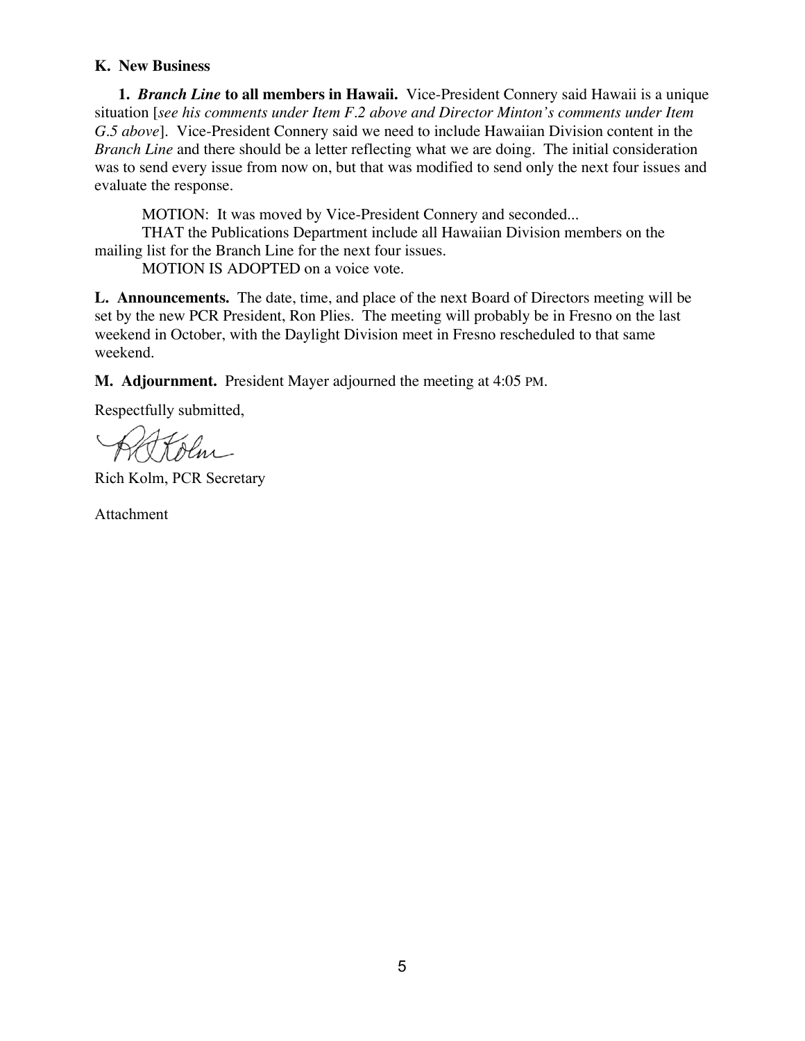**K. New Business**

**1.** ***Branch Line*** **to all members in Hawaii.** Vice-President Connery said Hawaii is a unique situation [*see his comments under Item F.2 above and Director Minton's comments under Item G.5 above*]. Vice-President Connery said we need to include Hawaiian Division content in the *Branch Line* and there should be a letter reflecting what we are doing. The initial consideration was to send every issue from now on, but that was modified to send only the next four issues and evaluate the response.

MOTION: It was moved by Vice-President Connery and seconded...

THAT the Publications Department include all Hawaiian Division members on the mailing list for the Branch Line for the next four issues.

MOTION IS ADOPTED on a voice vote.

**L. Announcements.** The date, time, and place of the next Board of Directors meeting will be set by the new PCR President, Ron Plies. The meeting will probably be in Fresno on the last weekend in October, with the Daylight Division meet in Fresno rescheduled to that same weekend.

**M. Adjournment.** President Mayer adjourned the meeting at 4:05 PM.

Respectfully submitted,

Rich Kolm, PCR Secretary

Attachment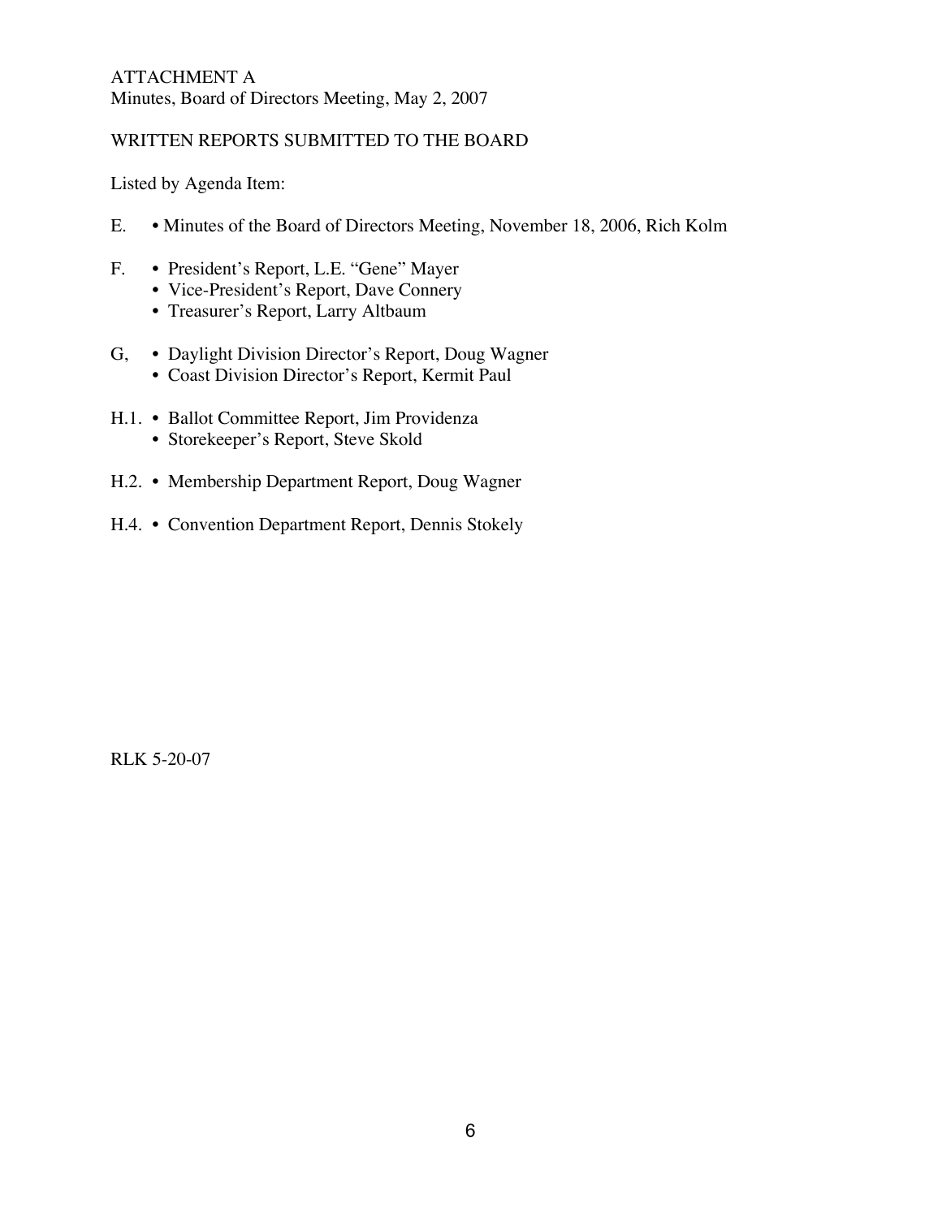ATTACHMENT A
Minutes, Board of Directors Meeting, May 2, 2007

WRITTEN REPORTS SUBMITTED TO THE BOARD

Listed by Agenda Item:

E. • Minutes of the Board of Directors Meeting, November 18, 2006, Rich Kolm

F. • President's Report, L.E. "Gene" Mayer
 • Vice-President's Report, Dave Connery
 • Treasurer's Report, Larry Altbaum

G, • Daylight Division Director's Report, Doug Wagner
 • Coast Division Director's Report, Kermit Paul

H.1. • Ballot Committee Report, Jim Providenza
 • Storekeeper's Report, Steve Skold

H.2. • Membership Department Report, Doug Wagner

H.4. • Convention Department Report, Dennis Stokely

RLK 5-20-07